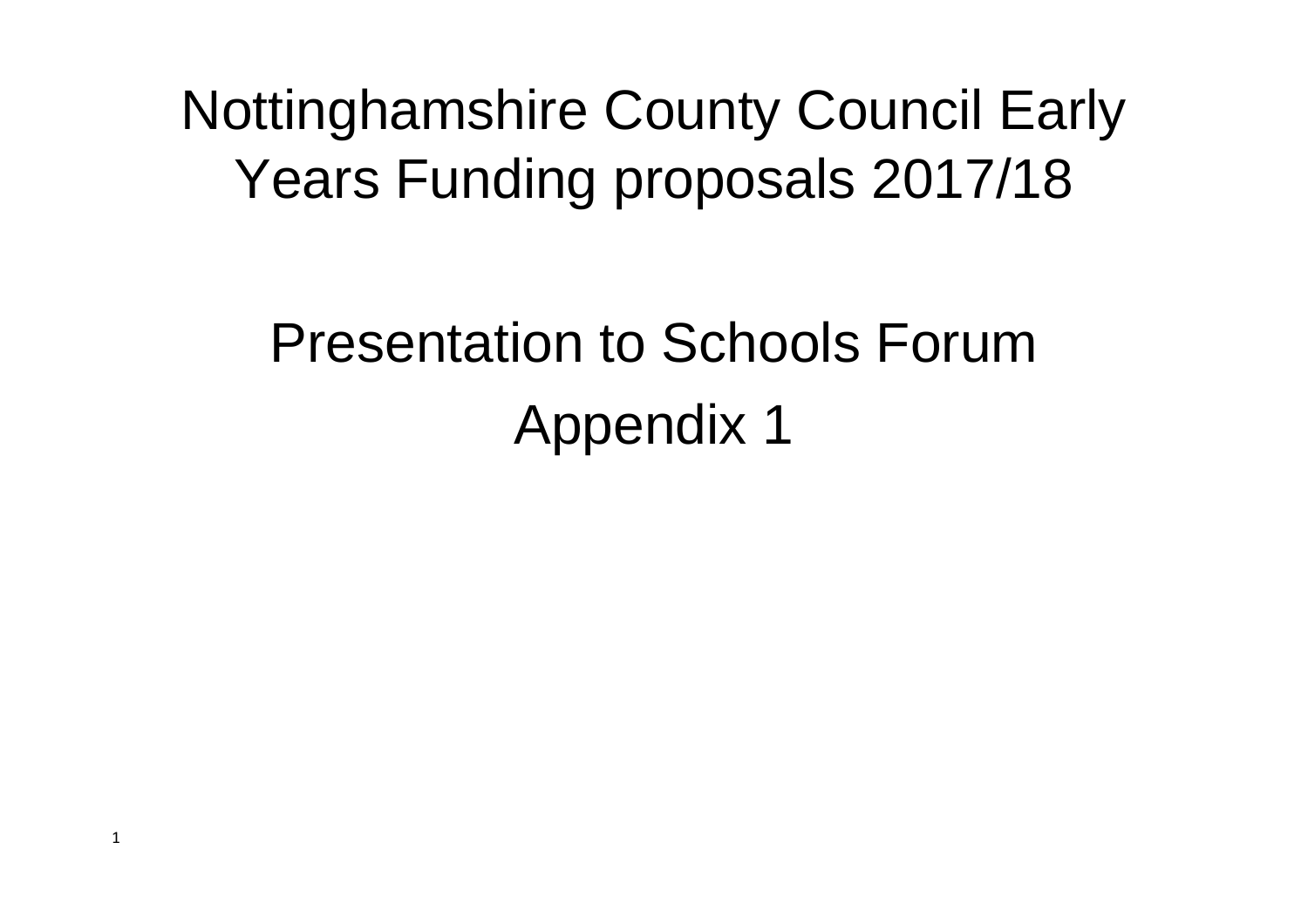# Nottinghamshire County Council Early Years Funding proposals 2017/18

## Presentation to Schools Forum

## Appendix 1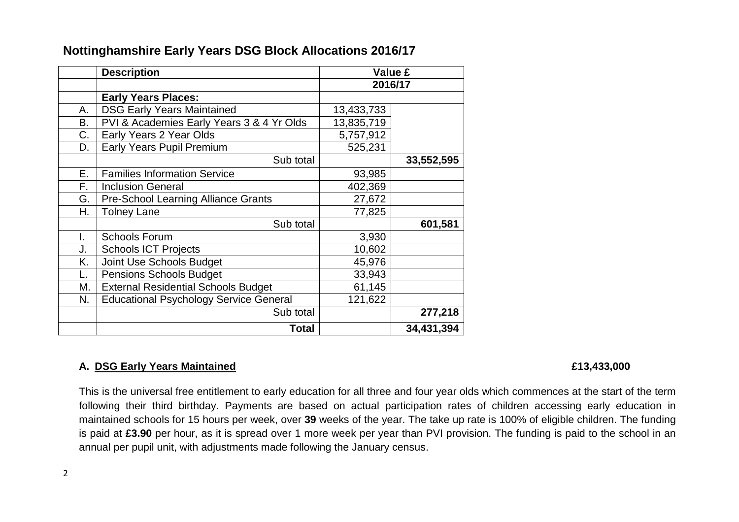## Nottinghamshire Early Years DSG Block Allocations 2016/17

| | **Description** | **Value £** | |
|---|---|---|---|
| | | **2016/17** | |
| | **Early Years Places:** | | |
| A. | DSG Early Years Maintained | 13,433,733 | |
| B. | PVI & Academies Early Years 3 & 4 Yr Olds | 13,835,719 | |
| C. | Early Years 2 Year Olds | 5,757,912 | |
| D. | Early Years Pupil Premium | 525,231 | |
| | Sub total | | **33,552,595** |
| E. | Families Information Service | 93,985 | |
| F. | Inclusion General | 402,369 | |
| G. | Pre-School Learning Alliance Grants | 27,672 | |
| H. | Tolney Lane | 77,825 | |
| | Sub total | | **601,581** |
| I. | Schools Forum | 3,930 | |
| J. | Schools ICT Projects | 10,602 | |
| K. | Joint Use Schools Budget | 45,976 | |
| L. | Pensions Schools Budget | 33,943 | |
| M. | External Residential Schools Budget | 61,145 | |
| N. | Educational Psychology Service General | 121,622 | |
| | Sub total | | **277,218** |
| | **Total** | | **34,431,394** |

### A. DSG Early Years Maintained **£13,433,000**

This is the universal free entitlement to early education for all three and four year olds which commences at the start of the term following their third birthday. Payments are based on actual participation rates of children accessing early education in maintained schools for 15 hours per week, over **39** weeks of the year. The take up rate is 100% of eligible children. The funding is paid at **£3.90** per hour, as it is spread over 1 more week per year than PVI provision. The funding is paid to the school in an annual per pupil unit, with adjustments made following the January census.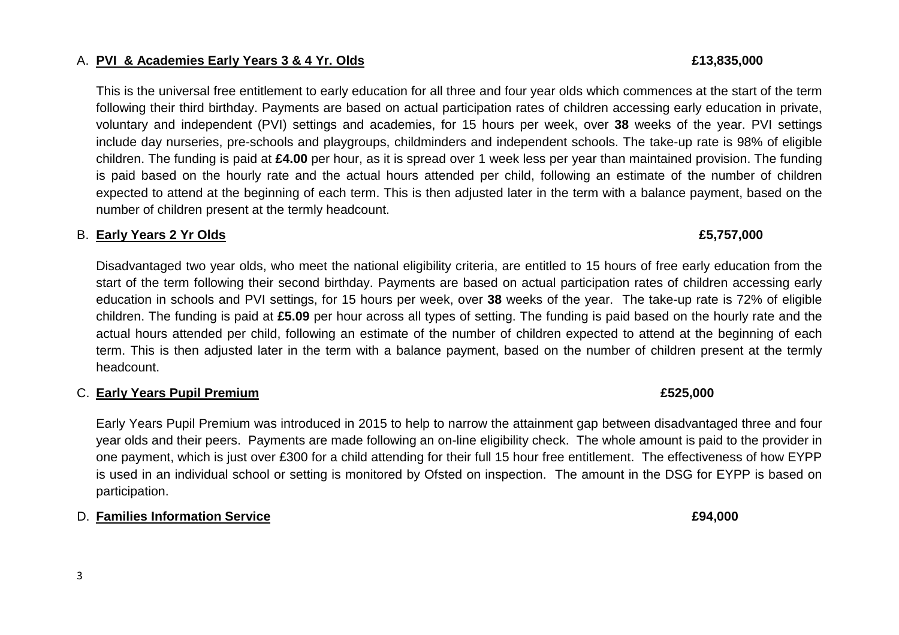A. **PVI & Academies Early Years 3 & 4 Yr. Olds** **£13,835,000**

This is the universal free entitlement to early education for all three and four year olds which commences at the start of the term following their third birthday. Payments are based on actual participation rates of children accessing early education in private, voluntary and independent (PVI) settings and academies, for 15 hours per week, over **38** weeks of the year. PVI settings include day nurseries, pre-schools and playgroups, childminders and independent schools. The take-up rate is 98% of eligible children. The funding is paid at **£4.00** per hour, as it is spread over 1 week less per year than maintained provision. The funding is paid based on the hourly rate and the actual hours attended per child, following an estimate of the number of children expected to attend at the beginning of each term. This is then adjusted later in the term with a balance payment, based on the number of children present at the termly headcount.

B. **Early Years 2 Yr Olds** **£5,757,000**

Disadvantaged two year olds, who meet the national eligibility criteria, are entitled to 15 hours of free early education from the start of the term following their second birthday. Payments are based on actual participation rates of children accessing early education in schools and PVI settings, for 15 hours per week, over **38** weeks of the year. The take-up rate is 72% of eligible children. The funding is paid at **£5.09** per hour across all types of setting. The funding is paid based on the hourly rate and the actual hours attended per child, following an estimate of the number of children expected to attend at the beginning of each term. This is then adjusted later in the term with a balance payment, based on the number of children present at the termly headcount.

C. **Early Years Pupil Premium** **£525,000**

Early Years Pupil Premium was introduced in 2015 to help to narrow the attainment gap between disadvantaged three and four year olds and their peers. Payments are made following an on-line eligibility check. The whole amount is paid to the provider in one payment, which is just over £300 for a child attending for their full 15 hour free entitlement. The effectiveness of how EYPP is used in an individual school or setting is monitored by Ofsted on inspection. The amount in the DSG for EYPP is based on participation.

D. **Families Information Service** **£94,000**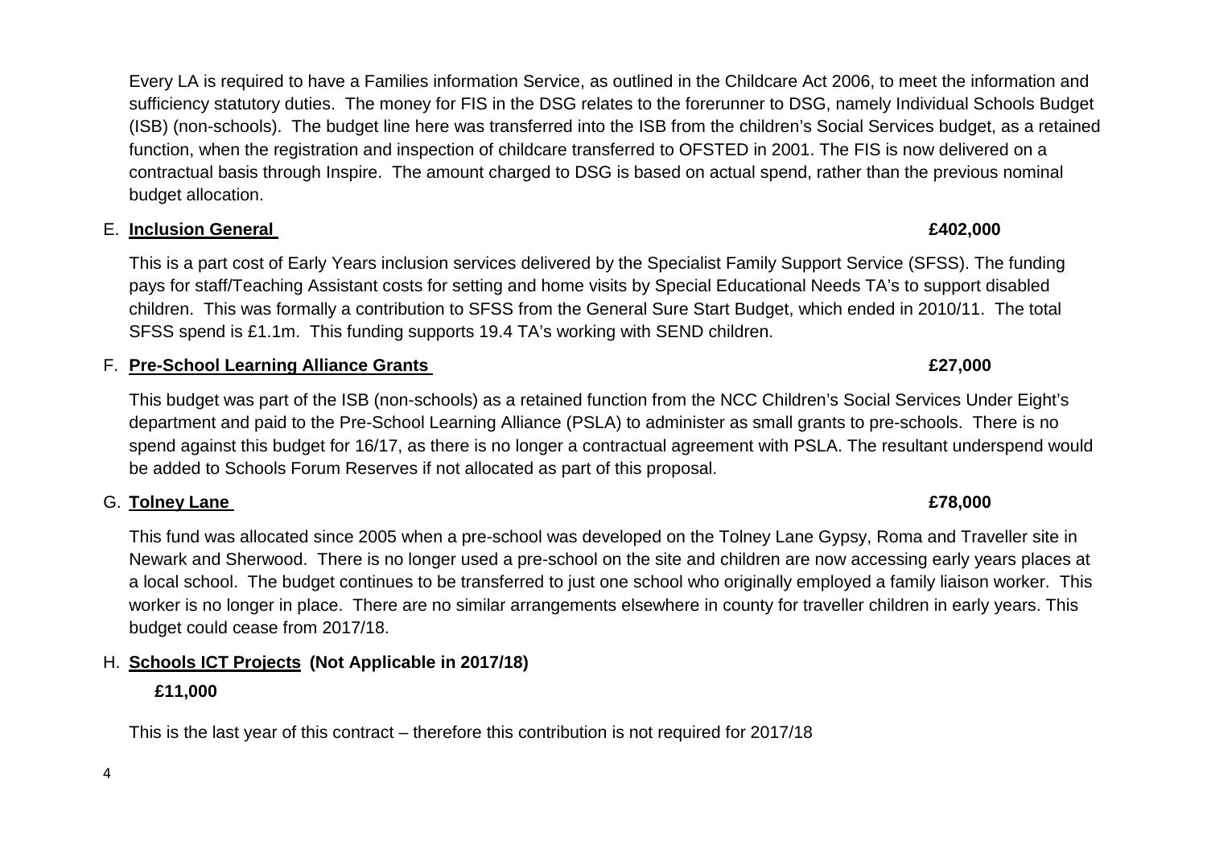Every LA is required to have a Families information Service, as outlined in the Childcare Act 2006, to meet the information and sufficiency statutory duties. The money for FIS in the DSG relates to the forerunner to DSG, namely Individual Schools Budget (ISB) (non-schools). The budget line here was transferred into the ISB from the children's Social Services budget, as a retained function, when the registration and inspection of childcare transferred to OFSTED in 2001. The FIS is now delivered on a contractual basis through Inspire. The amount charged to DSG is based on actual spend, rather than the previous nominal budget allocation.

E. **Inclusion General** **£402,000**

This is a part cost of Early Years inclusion services delivered by the Specialist Family Support Service (SFSS). The funding pays for staff/Teaching Assistant costs for setting and home visits by Special Educational Needs TA's to support disabled children. This was formally a contribution to SFSS from the General Sure Start Budget, which ended in 2010/11. The total SFSS spend is £1.1m. This funding supports 19.4 TA's working with SEND children.

F. **Pre-School Learning Alliance Grants** **£27,000**

This budget was part of the ISB (non-schools) as a retained function from the NCC Children's Social Services Under Eight's department and paid to the Pre-School Learning Alliance (PSLA) to administer as small grants to pre-schools. There is no spend against this budget for 16/17, as there is no longer a contractual agreement with PSLA. The resultant underspend would be added to Schools Forum Reserves if not allocated as part of this proposal.

G. **Tolney Lane** **£78,000**

This fund was allocated since 2005 when a pre-school was developed on the Tolney Lane Gypsy, Roma and Traveller site in Newark and Sherwood. There is no longer used a pre-school on the site and children are now accessing early years places at a local school. The budget continues to be transferred to just one school who originally employed a family liaison worker. This worker is no longer in place. There are no similar arrangements elsewhere in county for traveller children in early years. This budget could cease from 2017/18.

H. **Schools ICT Projects (Not Applicable in 2017/18)**

**£11,000**

This is the last year of this contract – therefore this contribution is not required for 2017/18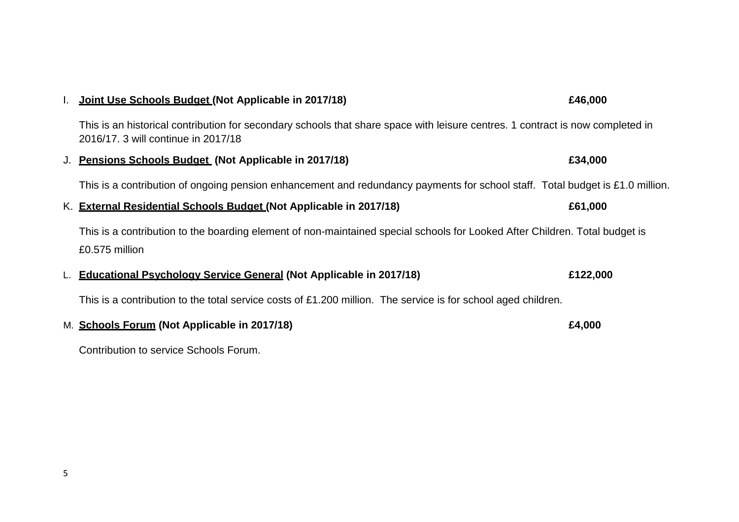I. **<u>Joint Use Schools Budget</u> (Not Applicable in 2017/18)** **£46,000**

This is an historical contribution for secondary schools that share space with leisure centres. 1 contract is now completed in 2016/17. 3 will continue in 2017/18

J. **<u>Pensions Schools Budget</u> (Not Applicable in 2017/18)** **£34,000**

This is a contribution of ongoing pension enhancement and redundancy payments for school staff. Total budget is £1.0 million.

K. **<u>External Residential Schools Budget</u> (Not Applicable in 2017/18)** **£61,000**

This is a contribution to the boarding element of non-maintained special schools for Looked After Children. Total budget is £0.575 million

L. **<u>Educational Psychology Service General</u> (Not Applicable in 2017/18)** **£122,000**

This is a contribution to the total service costs of £1.200 million. The service is for school aged children.

M. **<u>Schools Forum</u> (Not Applicable in 2017/18)** **£4,000**

Contribution to service Schools Forum.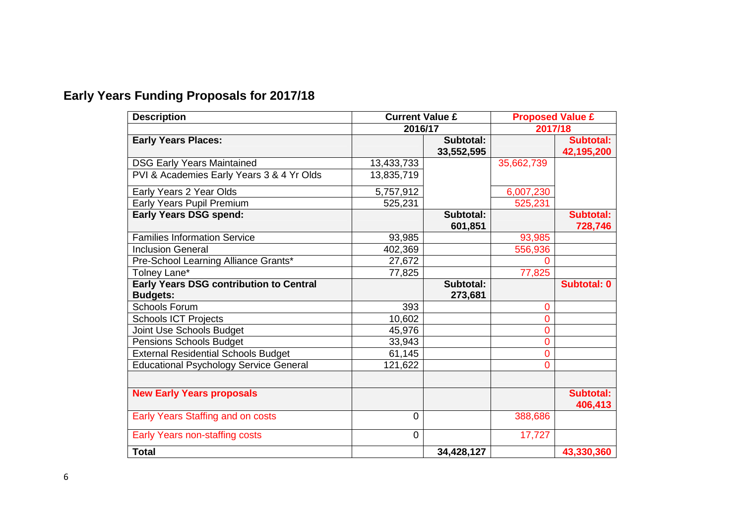## Early Years Funding Proposals for 2017/18

| Description | Current Value £ | | Proposed Value £ | |
|---|---|---|---|---|
| | 2016/17 | | 2017/18 | |
| **Early Years Places:** | | **Subtotal: 33,552,595** | | **Subtotal: 42,195,200** |
| DSG Early Years Maintained | 13,433,733 | | 35,662,739 | |
| PVI & Academies Early Years 3 & 4 Yr Olds | 13,835,719 | | | |
| Early Years 2 Year Olds | 5,757,912 | | 6,007,230 | |
| Early Years Pupil Premium | 525,231 | | 525,231 | |
| **Early Years DSG spend:** | | **Subtotal: 601,851** | | **Subtotal: 728,746** |
| Families Information Service | 93,985 | | 93,985 | |
| Inclusion General | 402,369 | | 556,936 | |
| Pre-School Learning Alliance Grants* | 27,672 | | 0 | |
| Tolney Lane* | 77,825 | | 77,825 | |
| **Early Years DSG contribution to Central Budgets:** | | **Subtotal: 273,681** | | **Subtotal: 0** |
| Schools Forum | 393 | | 0 | |
| Schools ICT Projects | 10,602 | | 0 | |
| Joint Use Schools Budget | 45,976 | | 0 | |
| Pensions Schools Budget | 33,943 | | 0 | |
| External Residential Schools Budget | 61,145 | | 0 | |
| Educational Psychology Service General | 121,622 | | 0 | |
| | | | | |
| **New Early Years proposals** | | | | **Subtotal: 406,413** |
| Early Years Staffing and on costs | 0 | | 388,686 | |
| Early Years non-staffing costs | 0 | | 17,727 | |
| **Total** | | **34,428,127** | | **43,330,360** |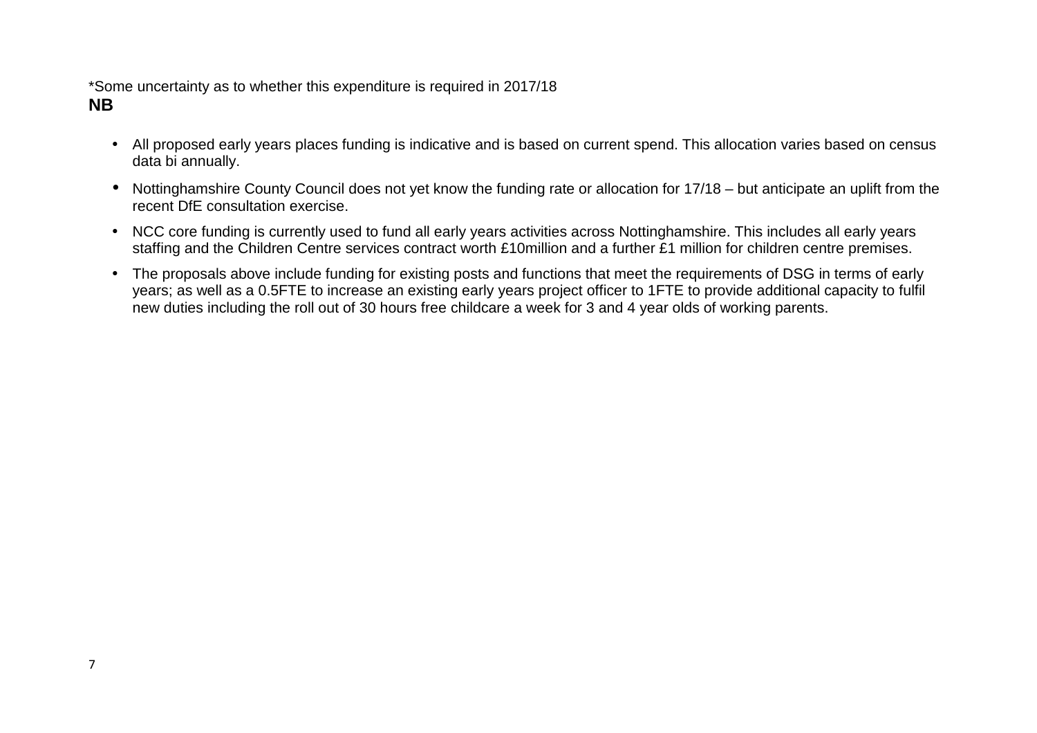*Some uncertainty as to whether this expenditure is required in 2017/18

**NB**

- All proposed early years places funding is indicative and is based on current spend. This allocation varies based on census data bi annually.
- Nottinghamshire County Council does not yet know the funding rate or allocation for 17/18 – but anticipate an uplift from the recent DfE consultation exercise.
- NCC core funding is currently used to fund all early years activities across Nottinghamshire. This includes all early years staffing and the Children Centre services contract worth £10million and a further £1 million for children centre premises.
- The proposals above include funding for existing posts and functions that meet the requirements of DSG in terms of early years; as well as a 0.5FTE to increase an existing early years project officer to 1FTE to provide additional capacity to fulfil new duties including the roll out of 30 hours free childcare a week for 3 and 4 year olds of working parents.